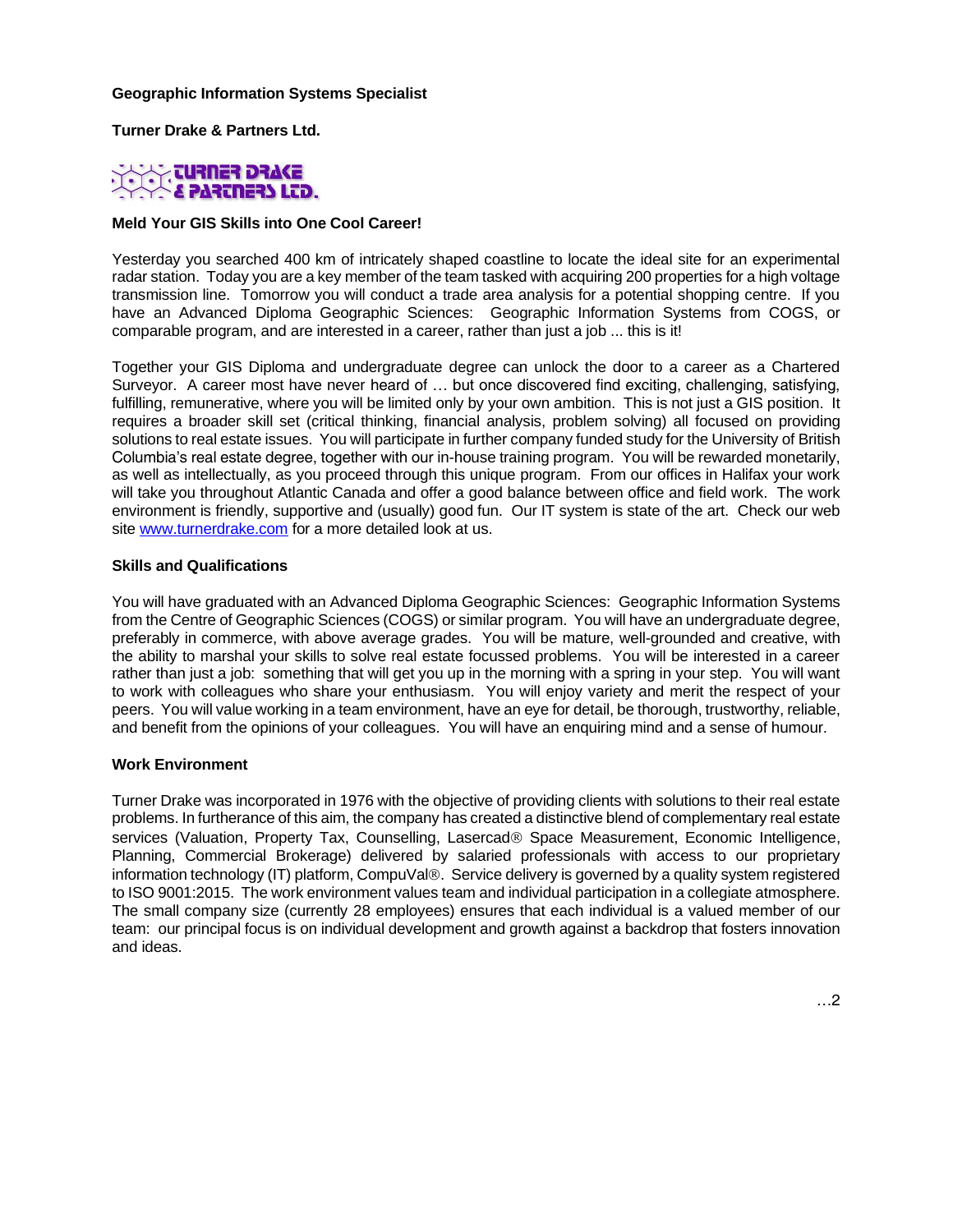**Geographic Information Systems Specialist**

**Turner Drake & Partners Ltd.**

**Meld Your GIS Skills into One Cool Career!**

Yesterday you searched 400 km of intricately shaped coastline to locate the ideal site for an experimental radar station. Today you are a key member of the team tasked with acquiring 200 properties for a high voltage transmission line. Tomorrow you will conduct a trade area analysis for a potential shopping centre. If you have an Advanced Diploma Geographic Sciences: Geographic Information Systems from COGS, or comparable program, and are interested in a career, rather than just a job ... this is it!

Together your GIS Diploma and undergraduate degree can unlock the door to a career as a Chartered Surveyor. A career most have never heard of … but once discovered find exciting, challenging, satisfying, fulfilling, remunerative, where you will be limited only by your own ambition. This is not just a GIS position. It requires a broader skill set (critical thinking, financial analysis, problem solving) all focused on providing solutions to real estate issues. You will participate in further company funded study for the University of British Columbia's real estate degree, together with our in-house training program. You will be rewarded monetarily, as well as intellectually, as you proceed through this unique program. From our offices in Halifax your work will take you throughout Atlantic Canada and offer a good balance between office and field work. The work environment is friendly, supportive and (usually) good fun. Our IT system is state of the art. Check our web site [www.turnerdrake.com](http://www.turnerdrake.com) for a more detailed look at us.

**Skills and Qualifications**

You will have graduated with an Advanced Diploma Geographic Sciences: Geographic Information Systems from the Centre of Geographic Sciences (COGS) or similar program. You will have an undergraduate degree, preferably in commerce, with above average grades. You will be mature, well-grounded and creative, with the ability to marshal your skills to solve real estate focussed problems. You will be interested in a career rather than just a job: something that will get you up in the morning with a spring in your step. You will want to work with colleagues who share your enthusiasm. You will enjoy variety and merit the respect of your peers. You will value working in a team environment, have an eye for detail, be thorough, trustworthy, reliable, and benefit from the opinions of your colleagues. You will have an enquiring mind and a sense of humour.

**Work Environment**

Turner Drake was incorporated in 1976 with the objective of providing clients with solutions to their real estate problems. In furtherance of this aim, the company has created a distinctive blend of complementary real estate services (Valuation, Property Tax, Counselling, Lasercad® Space Measurement, Economic Intelligence, Planning, Commercial Brokerage) delivered by salaried professionals with access to our proprietary information technology (IT) platform, CompuVal®. Service delivery is governed by a quality system registered to ISO 9001:2015. The work environment values team and individual participation in a collegiate atmosphere. The small company size (currently 28 employees) ensures that each individual is a valued member of our team: our principal focus is on individual development and growth against a backdrop that fosters innovation and ideas.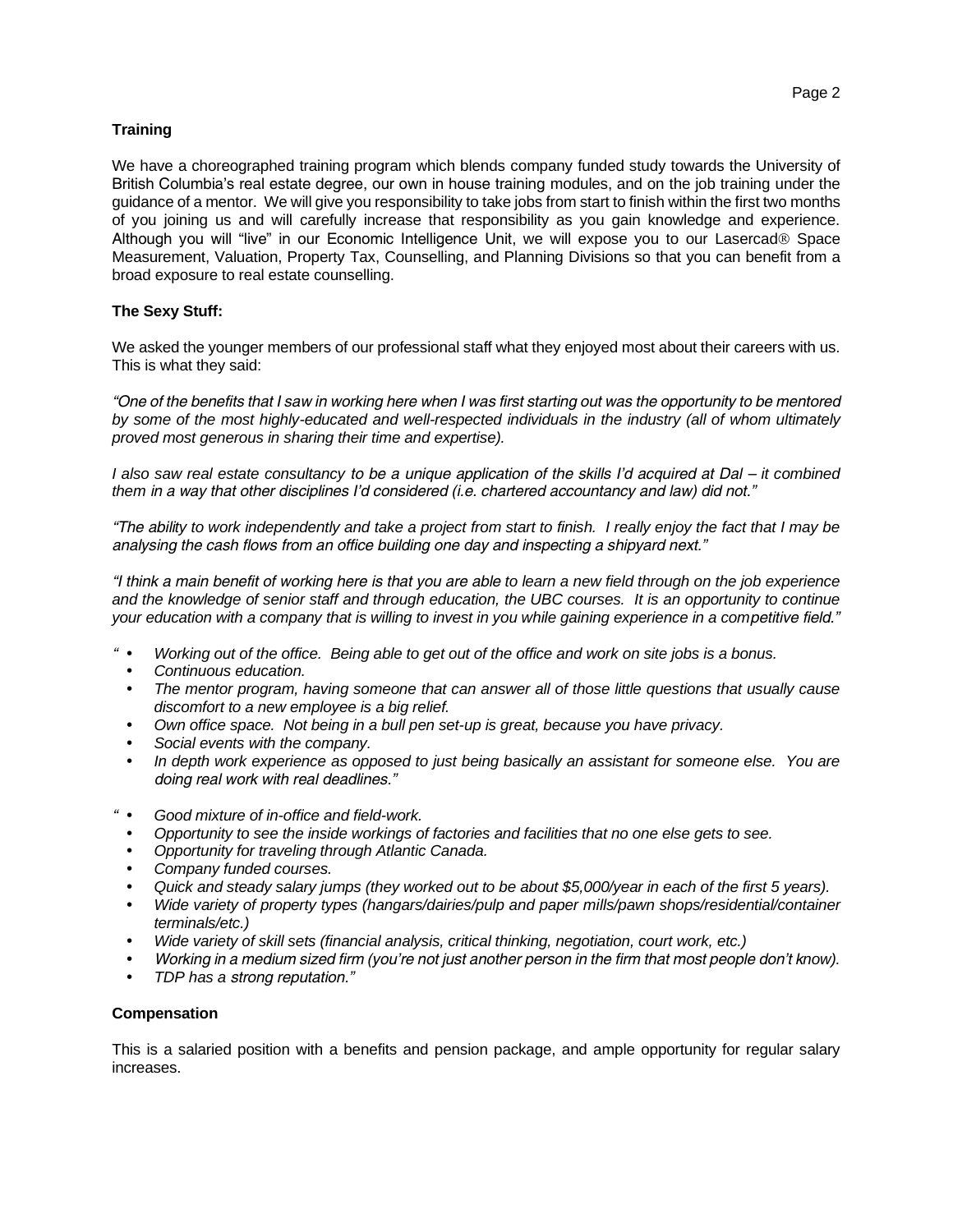**Training**

We have a choreographed training program which blends company funded study towards the University of British Columbia's real estate degree, our own in house training modules, and on the job training under the guidance of a mentor. We will give you responsibility to take jobs from start to finish within the first two months of you joining us and will carefully increase that responsibility as you gain knowledge and experience. Although you will "live" in our Economic Intelligence Unit, we will expose you to our Lasercad® Space Measurement, Valuation, Property Tax, Counselling, and Planning Divisions so that you can benefit from a broad exposure to real estate counselling.

**The Sexy Stuff:**

We asked the younger members of our professional staff what they enjoyed most about their careers with us. This is what they said:

*"One of the benefits that I saw in working here when I was first starting out was the opportunity to be mentored by some of the most highly-educated and well-respected individuals in the industry (all of whom ultimately proved most generous in sharing their time and expertise).*

*I also saw real estate consultancy to be a unique application of the skills I'd acquired at Dal – it combined them in a way that other disciplines I'd considered (i.e. chartered accountancy and law) did not."*

*"The ability to work independently and take a project from start to finish. I really enjoy the fact that I may be analysing the cash flows from an office building one day and inspecting a shipyard next."*

*"I think a main benefit of working here is that you are able to learn a new field through on the job experience and the knowledge of senior staff and through education, the UBC courses. It is an opportunity to continue your education with a company that is willing to invest in you while gaining experience in a competitive field."*

"
- *Working out of the office. Being able to get out of the office and work on site jobs is a bonus.*
- *Continuous education.*
- *The mentor program, having someone that can answer all of those little questions that usually cause discomfort to a new employee is a big relief.*
- *Own office space. Not being in a bull pen set-up is great, because you have privacy.*
- *Social events with the company.*
- *In depth work experience as opposed to just being basically an assistant for someone else. You are doing real work with real deadlines."*

"
- *Good mixture of in-office and field-work.*
- *Opportunity to see the inside workings of factories and facilities that no one else gets to see.*
- *Opportunity for traveling through Atlantic Canada.*
- *Company funded courses.*
- *Quick and steady salary jumps (they worked out to be about $5,000/year in each of the first 5 years).*
- *Wide variety of property types (hangars/dairies/pulp and paper mills/pawn shops/residential/container terminals/etc.)*
- *Wide variety of skill sets (financial analysis, critical thinking, negotiation, court work, etc.)*
- *Working in a medium sized firm (you're not just another person in the firm that most people don't know).*
- *TDP has a strong reputation."*

**Compensation**

This is a salaried position with a benefits and pension package, and ample opportunity for regular salary increases.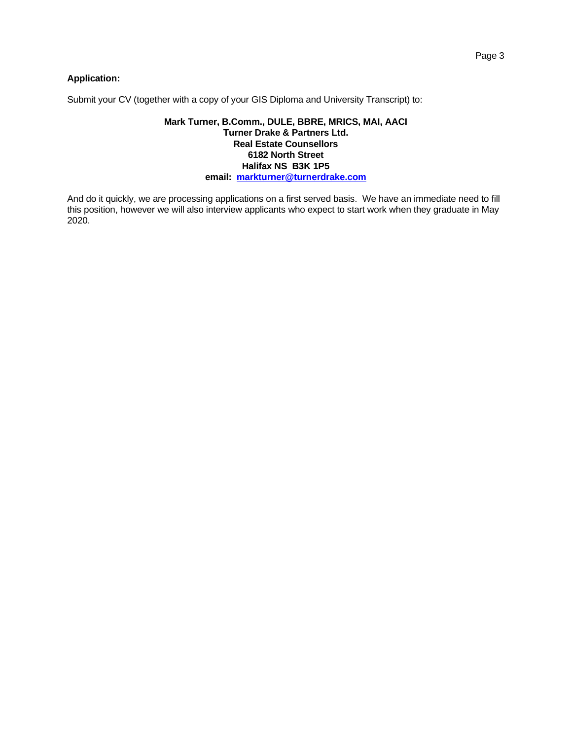**Application:**

Submit your CV (together with a copy of your GIS Diploma and University Transcript) to:

**Mark Turner, B.Comm., DULE, BBRE, MRICS, MAI, AACI**
**Turner Drake & Partners Ltd.**
**Real Estate Counsellors**
**6182 North Street**
**Halifax NS B3K 1P5**
**email: markturner@turnerdrake.com**

And do it quickly, we are processing applications on a first served basis. We have an immediate need to fill this position, however we will also interview applicants who expect to start work when they graduate in May 2020.